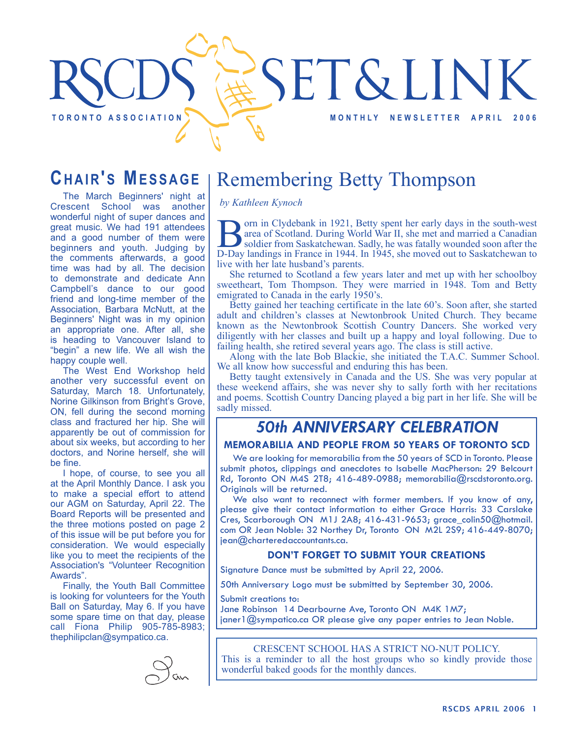# RSCDS SET&LINK

TORONTO ASSOCIATION

MONTHLY NEWSLETTER APRIL 2006

## CHAIR'S MESSAGE

The March Beginners' night at Crescent School was another wonderful night of super dances and great music. We had 191 attendees and a good number of them were beginners and youth. Judging by the comments afterwards, a good time was had by all. The decision to demonstrate and dedicate Ann Campbell's dance to our good friend and long-time member of the Association, Barbara McNutt, at the Beginners' Night was in my opinion an appropriate one. After all, she is heading to Vancouver Island to "begin" a new life. We all wish the happy couple well.

The West End Workshop held another very successful event on Saturday, March 18. Unfortunately, Norine Gilkinson from Bright's Grove, ON, fell during the second morning class and fractured her hip. She will apparently be out of commission for about six weeks, but according to her doctors, and Norine herself, she will be fine.

I hope, of course, to see you all at the April Monthly Dance. I ask you to make a special effort to attend our AGM on Saturday, April 22. The Board Reports will be presented and the three motions posted on page 2 of this issue will be put before you for consideration. We would especially like you to meet the recipients of the Association's "Volunteer Recognition Awards".

Finally, the Youth Ball Committee is looking for volunteers for the Youth Ball on Saturday, May 6. If you have some spare time on that day, please call Fiona Philip 905-785-8983; thephilipclan@sympatico.ca.

Jan

## Remembering Betty Thompson

*by Kathleen Kynoch*

Born in Clydebank in 1921, Betty spent her early days in the south-west area of Scotland. During World War II, she met and married a Canadian soldier from Saskatchewan. Sadly, he was fatally wounded soon after the D-Day landings in France in 1944. In 1945, she moved out to Saskatchewan to live with her late husband's parents.

She returned to Scotland a few years later and met up with her schoolboy sweetheart, Tom Thompson. They were married in 1948. Tom and Betty emigrated to Canada in the early 1950's.

Betty gained her teaching certificate in the late 60's. Soon after, she started adult and children's classes at Newtonbrook United Church. They became known as the Newtonbrook Scottish Country Dancers. She worked very diligently with her classes and built up a happy and loyal following. Due to failing health, she retired several years ago. The class is still active.

Along with the late Bob Blackie, she initiated the T.A.C. Summer School. We all know how successful and enduring this has been.

Betty taught extensively in Canada and the US. She was very popular at these weekend affairs, she was never shy to sally forth with her recitations and poems. Scottish Country Dancing played a big part in her life. She will be sadly missed.

## *50th ANNIVERSARY CELEBRATION*

### MEMORABILIA AND PEOPLE FROM 50 YEARS OF TORONTO SCD

We are looking for memorabilia from the 50 years of SCD in Toronto. Please submit photos, clippings and anecdotes to Isabelle MacPherson: 29 Belcourt Rd, Toronto ON M4S 2T8; 416-489-0988; memorabilia@rscdstoronto.org. Originals will be returned.

We also want to reconnect with former members. If you know of any, please give their contact information to either Grace Harris: 33 Carslake Cres, Scarborough ON M1J 2A8; 416-431-9653; grace_colin50@hotmail.com OR Jean Noble: 32 Northey Dr, Toronto ON M2L 2S9; 416-449-8070; jean@charteredaccountants.ca.

### DON'T FORGET TO SUBMIT YOUR CREATIONS

Signature Dance must be submitted by April 22, 2006.

50th Anniversary Logo must be submitted by September 30, 2006.

Submit creations to:
Jane Robinson 14 Dearbourne Ave, Toronto ON M4K 1M7; janer1@sympatico.ca OR please give any paper entries to Jean Noble.

CRESCENT SCHOOL HAS A STRICT NO-NUT POLICY.
This is a reminder to all the host groups who so kindly provide those wonderful baked goods for the monthly dances.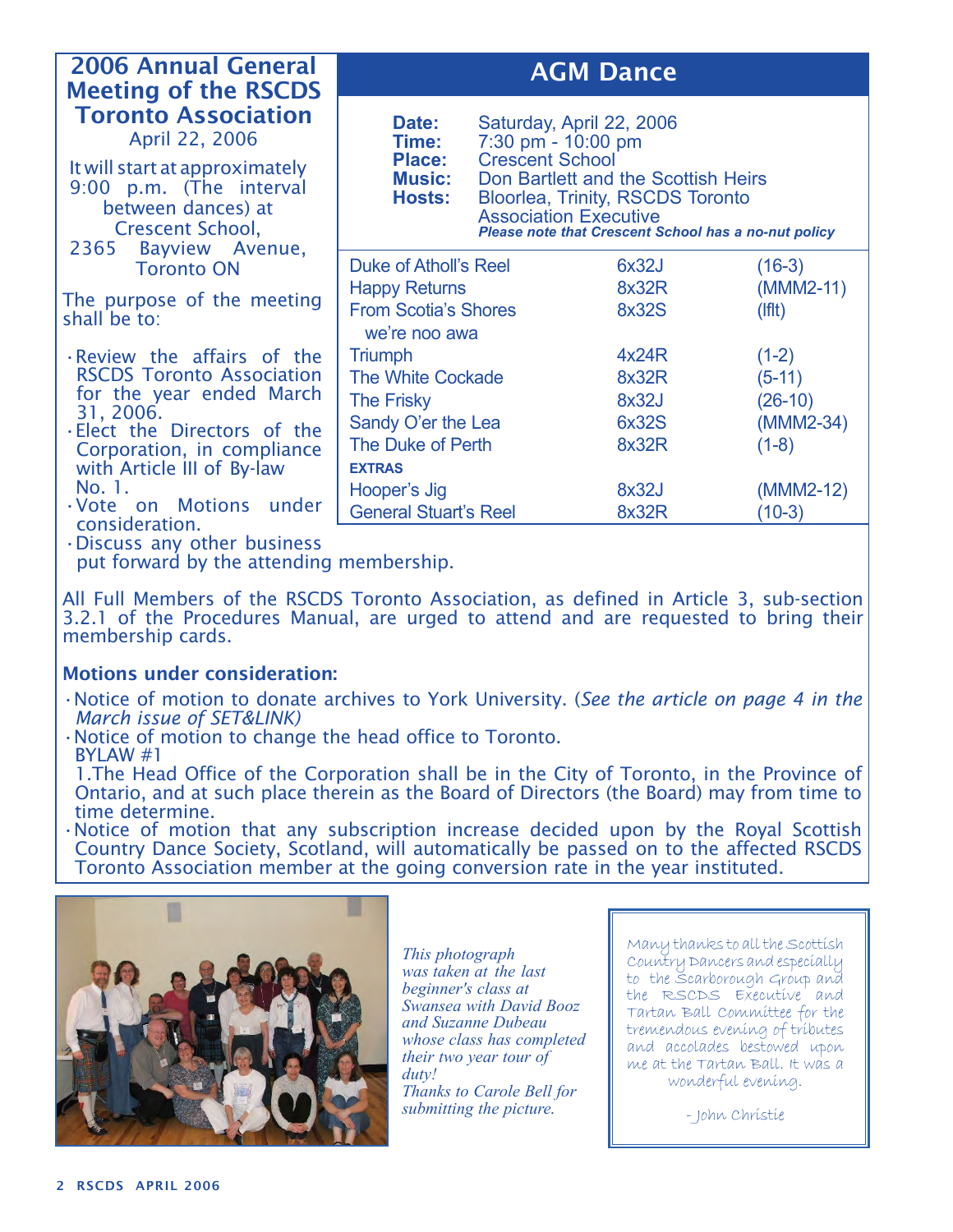## 2006 Annual General Meeting of the RSCDS Toronto Association

April 22, 2006

It will start at approximately 9:00 p.m. (The interval between dances) at Crescent School, 2365 Bayview Avenue, Toronto ON

The purpose of the meeting shall be to:

- Review the affairs of the RSCDS Toronto Association for the year ended March 31, 2006.
- Elect the Directors of the Corporation, in compliance with Article III of By-law No. 1.
- Vote on Motions under consideration.
- Discuss any other business put forward by the attending membership.

## AGM Dance

**Date:** Saturday, April 22, 2006
**Time:** 7:30 pm - 10:00 pm
**Place:** Crescent School
**Music:** Don Bartlett and the Scottish Heirs
**Hosts:** Bloorlea, Trinity, RSCDS Toronto Association Executive

***Please note that Crescent School has a no-nut policy***

| | | |
|---|---|---|
| Duke of Atholl's Reel | 6x32J | (16-3) |
| Happy Returns | 8x32R | (MMM2-11) |
| From Scotia's Shores we're noo awa | 8x32S | (lflt) |
| Triumph | 4x24R | (1-2) |
| The White Cockade | 8x32R | (5-11) |
| The Frisky | 8x32J | (26-10) |
| Sandy O'er the Lea | 6x32S | (MMM2-34) |
| The Duke of Perth | 8x32R | (1-8) |
| **EXTRAS** | | |
| Hooper's Jig | 8x32J | (MMM2-12) |
| General Stuart's Reel | 8x32R | (10-3) |

All Full Members of the RSCDS Toronto Association, as defined in Article 3, sub-section 3.2.1 of the Procedures Manual, are urged to attend and are requested to bring their membership cards.

### Motions under consideration:

- Notice of motion to donate archives to York University. (*See the article on page 4 in the March issue of SET&LINK)*
- Notice of motion to change the head office to Toronto.
  BYLAW #1
  1.The Head Office of the Corporation shall be in the City of Toronto, in the Province of Ontario, and at such place therein as the Board of Directors (the Board) may from time to time determine.
- Notice of motion that any subscription increase decided upon by the Royal Scottish Country Dance Society, Scotland, will automatically be passed on to the affected RSCDS Toronto Association member at the going conversion rate in the year instituted.

*This photograph was taken at the last beginner's class at Swansea with David Booz and Suzanne Dubeau whose class has completed their two year tour of duty!*
*Thanks to Carole Bell for submitting the picture.*

Many thanks to all the Scottish Country Dancers and especially to the Scarborough Group and the RSCDS Executive and Tartan Ball Committee for the tremendous evening of tributes and accolades bestowed upon me at the Tartan Ball. It was a wonderful evening.

- John Christie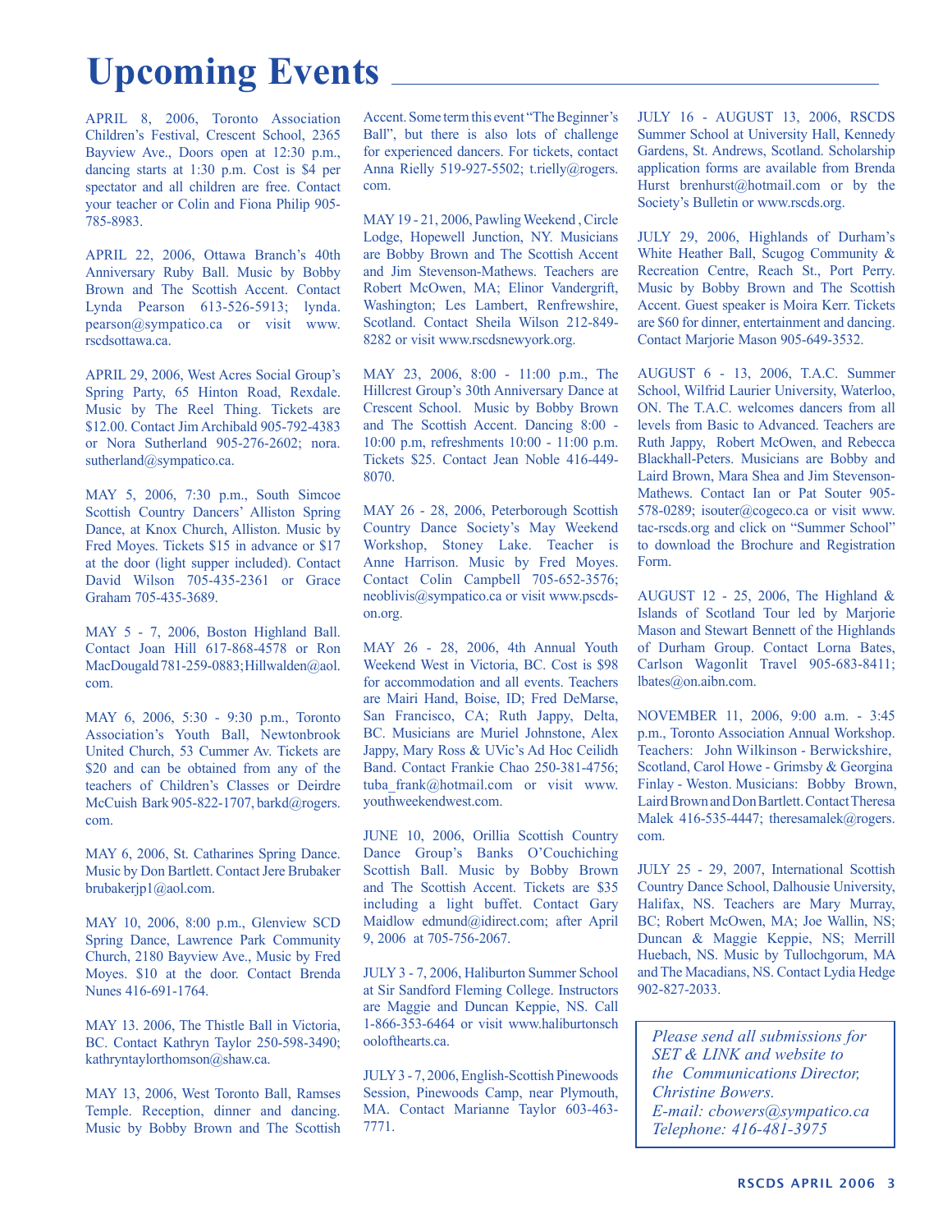# Upcoming Events

APRIL 8, 2006, Toronto Association Children's Festival, Crescent School, 2365 Bayview Ave., Doors open at 12:30 p.m., dancing starts at 1:30 p.m. Cost is $4 per spectator and all children are free. Contact your teacher or Colin and Fiona Philip 905-785-8983.

APRIL 22, 2006, Ottawa Branch's 40th Anniversary Ruby Ball. Music by Bobby Brown and The Scottish Accent. Contact Lynda Pearson 613-526-5913; lynda.pearson@sympatico.ca or visit www.rscdsottawa.ca.

APRIL 29, 2006, West Acres Social Group's Spring Party, 65 Hinton Road, Rexdale. Music by The Reel Thing. Tickets are $12.00. Contact Jim Archibald 905-792-4383 or Nora Sutherland 905-276-2602; nora.sutherland@sympatico.ca.

MAY 5, 2006, 7:30 p.m., South Simcoe Scottish Country Dancers' Alliston Spring Dance, at Knox Church, Alliston. Music by Fred Moyes. Tickets $15 in advance or $17 at the door (light supper included). Contact David Wilson 705-435-2361 or Grace Graham 705-435-3689.

MAY 5 - 7, 2006, Boston Highland Ball. Contact Joan Hill 617-868-4578 or Ron MacDougald 781-259-0883;Hillwalden@aol.com.

MAY 6, 2006, 5:30 - 9:30 p.m., Toronto Association's Youth Ball, Newtonbrook United Church, 53 Cummer Av. Tickets are $20 and can be obtained from any of the teachers of Children's Classes or Deirdre McCuish Bark 905-822-1707, barkd@rogers.com.

MAY 6, 2006, St. Catharines Spring Dance. Music by Don Bartlett. Contact Jere Brubaker brubakerjp1@aol.com.

MAY 10, 2006, 8:00 p.m., Glenview SCD Spring Dance, Lawrence Park Community Church, 2180 Bayview Ave., Music by Fred Moyes. $10 at the door. Contact Brenda Nunes 416-691-1764.

MAY 13. 2006, The Thistle Ball in Victoria, BC. Contact Kathryn Taylor 250-598-3490; kathryntaylorthomson@shaw.ca.

MAY 13, 2006, West Toronto Ball, Ramses Temple. Reception, dinner and dancing. Music by Bobby Brown and The Scottish Accent. Some term this event "The Beginner's Ball", but there is also lots of challenge for experienced dancers. For tickets, contact Anna Rielly 519-927-5502; t.rielly@rogers.com.

MAY 19 - 21, 2006, Pawling Weekend , Circle Lodge, Hopewell Junction, NY. Musicians are Bobby Brown and The Scottish Accent and Jim Stevenson-Mathews. Teachers are Robert McOwen, MA; Elinor Vandergrift, Washington; Les Lambert, Renfrewshire, Scotland. Contact Sheila Wilson 212-849-8282 or visit www.rscdsnewyork.org.

MAY 23, 2006, 8:00 - 11:00 p.m., The Hillcrest Group's 30th Anniversary Dance at Crescent School. Music by Bobby Brown and The Scottish Accent. Dancing 8:00 - 10:00 p.m, refreshments 10:00 - 11:00 p.m. Tickets $25. Contact Jean Noble 416-449-8070.

MAY 26 - 28, 2006, Peterborough Scottish Country Dance Society's May Weekend Workshop, Stoney Lake. Teacher is Anne Harrison. Music by Fred Moyes. Contact Colin Campbell 705-652-3576; neoblivis@sympatico.ca or visit www.pscds-on.org.

MAY 26 - 28, 2006, 4th Annual Youth Weekend West in Victoria, BC. Cost is $98 for accommodation and all events. Teachers are Mairi Hand, Boise, ID; Fred DeMarse, San Francisco, CA; Ruth Jappy, Delta, BC. Musicians are Muriel Johnstone, Alex Jappy, Mary Ross & UVic's Ad Hoc Ceilidh Band. Contact Frankie Chao 250-381-4756; tuba_frank@hotmail.com or visit www.youthweekendwest.com.

JUNE 10, 2006, Orillia Scottish Country Dance Group's Banks O'Couchiching Scottish Ball. Music by Bobby Brown and The Scottish Accent. Tickets are $35 including a light buffet. Contact Gary Maidlow edmund@idirect.com; after April 9, 2006 at 705-756-2067.

JULY 3 - 7, 2006, Haliburton Summer School at Sir Sandford Fleming College. Instructors are Maggie and Duncan Keppie, NS. Call 1-866-353-6464 or visit www.haliburtonschoolofthearts.ca.

JULY 3 - 7, 2006, English-Scottish Pinewoods Session, Pinewoods Camp, near Plymouth, MA. Contact Marianne Taylor 603-463-7771.

JULY 16 - AUGUST 13, 2006, RSCDS Summer School at University Hall, Kennedy Gardens, St. Andrews, Scotland. Scholarship application forms are available from Brenda Hurst brenhurst@hotmail.com or by the Society's Bulletin or www.rscds.org.

JULY 29, 2006, Highlands of Durham's White Heather Ball, Scugog Community & Recreation Centre, Reach St., Port Perry. Music by Bobby Brown and The Scottish Accent. Guest speaker is Moira Kerr. Tickets are $60 for dinner, entertainment and dancing. Contact Marjorie Mason 905-649-3532.

AUGUST 6 - 13, 2006, T.A.C. Summer School, Wilfrid Laurier University, Waterloo, ON. The T.A.C. welcomes dancers from all levels from Basic to Advanced. Teachers are Ruth Jappy, Robert McOwen, and Rebecca Blackhall-Peters. Musicians are Bobby and Laird Brown, Mara Shea and Jim Stevenson-Mathews. Contact Ian or Pat Souter 905-578-0289; isouter@cogeco.ca or visit www.tac-rscds.org and click on "Summer School" to download the Brochure and Registration Form.

AUGUST 12 - 25, 2006, The Highland & Islands of Scotland Tour led by Marjorie Mason and Stewart Bennett of the Highlands of Durham Group. Contact Lorna Bates, Carlson Wagonlit Travel 905-683-8411; lbates@on.aibn.com.

NOVEMBER 11, 2006, 9:00 a.m. - 3:45 p.m., Toronto Association Annual Workshop. Teachers: John Wilkinson - Berwickshire, Scotland, Carol Howe - Grimsby & Georgina Finlay - Weston. Musicians: Bobby Brown, Laird Brown and Don Bartlett. Contact Theresa Malek 416-535-4447; theresamalek@rogers.com.

JULY 25 - 29, 2007, International Scottish Country Dance School, Dalhousie University, Halifax, NS. Teachers are Mary Murray, BC; Robert McOwen, MA; Joe Wallin, NS; Duncan & Maggie Keppie, NS; Merrill Huebach, NS. Music by Tullochgorum, MA and The Macadians, NS. Contact Lydia Hedge 902-827-2033.

*Please send all submissions for SET & LINK and website to the Communications Director, Christine Bowers.*
*E-mail: cbowers@sympatico.ca*
*Telephone: 416-481-3975*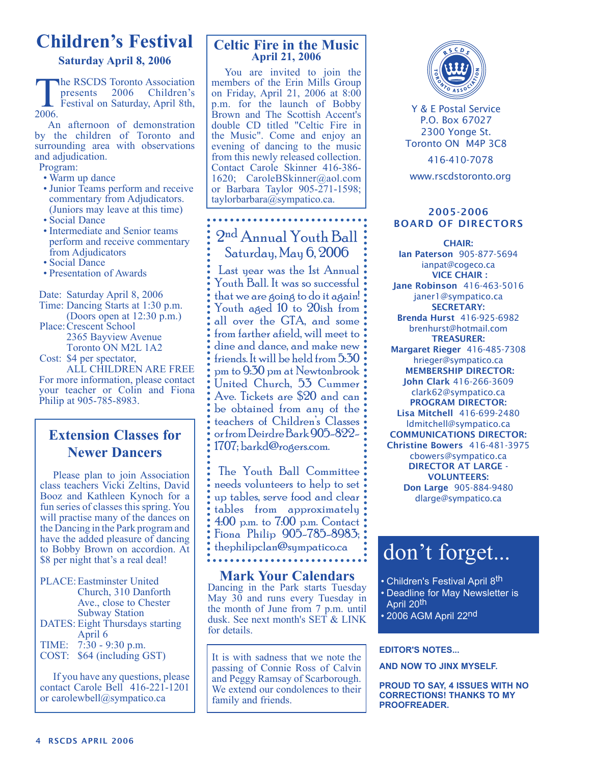# Children's Festival

**Saturday April 8, 2006**

The RSCDS Toronto Association presents 2006 Children's Festival on Saturday, April 8th, 2006.

An afternoon of demonstration by the children of Toronto and surrounding area with observations and adjudication.

Program:

- Warm up dance
- Junior Teams perform and receive commentary from Adjudicators. (Juniors may leave at this time)
- Social Dance
- Intermediate and Senior teams perform and receive commentary from Adjudicators
- Social Dance
- Presentation of Awards

Date: Saturday April 8, 2006
Time: Dancing Starts at 1:30 p.m. (Doors open at 12:30 p.m.)
Place: Crescent School
2365 Bayview Avenue
Toronto ON M2L 1A2
Cost: $4 per spectator,
ALL CHILDREN ARE FREE

For more information, please contact your teacher or Colin and Fiona Philip at 905-785-8983.

## Extension Classes for Newer Dancers

Please plan to join Association class teachers Vicki Zeltins, David Booz and Kathleen Kynoch for a fun series of classes this spring. You will practise many of the dances on the Dancing in the Park program and have the added pleasure of dancing to Bobby Brown on accordion. At $8 per night that's a real deal!

PLACE: Eastminster United Church, 310 Danforth Ave., close to Chester Subway Station
DATES: Eight Thursdays starting April 6
TIME: 7:30 - 9:30 p.m.
COST: $64 (including GST)

If you have any questions, please contact Carole Bell 416-221-1201 or carolewbell@sympatico.ca

## Celtic Fire in the Music

**April 21, 2006**

You are invited to join the members of the Erin Mills Group on Friday, April 21, 2006 at 8:00 p.m. for the launch of Bobby Brown and The Scottish Accent's double CD titled "Celtic Fire in the Music". Come and enjoy an evening of dancing to the music from this newly released collection. Contact Carole Skinner 416-386-1620; CaroleBSkinner@aol.com or Barbara Taylor 905-271-1598; taylorbarbara@sympatico.ca.

## 2nd Annual Youth Ball

**Saturday, May 6, 2006**

Last year was the 1st Annual Youth Ball. It was so successful that we are going to do it again! Youth aged 10 to 20ish from all over the GTA, and some from farther afield, will meet to dine and dance, and make new friends. It will be held from 5:30 pm to 9:30 pm at Newtonbrook United Church, 53 Cummer Ave. Tickets are $20 and can be obtained from any of the teachers of Children's Classes or from Deirdre Bark 905-822-1707; barkd@rogers.com.

The Youth Ball Committee needs volunteers to help to set up tables, serve food and clear tables from approximately 4:00 p.m. to 7:00 p.m. Contact Fiona Philip 905-785-8983; thephilipclan@sympatico.ca

## Mark Your Calendars

Dancing in the Park starts Tuesday May 30 and runs every Tuesday in the month of June from 7 p.m. until dusk. See next month's SET & LINK for details.

It is with sadness that we note the passing of Connie Ross of Calvin and Peggy Ramsay of Scarborough. We extend our condolences to their family and friends.

RSCDS TORONTO ASSOCIATION

Y & E Postal Service
P.O. Box 67027
2300 Yonge St.
Toronto ON M4P 3C8

416-410-7078

www.rscdstoronto.org

### 2005-2006 BOARD OF DIRECTORS

**CHAIR:**
**Ian Paterson** 905-877-5694
ianpat@cogeco.ca

**VICE CHAIR :**
**Jane Robinson** 416-463-5016
janer1@sympatico.ca

**SECRETARY:**
**Brenda Hurst** 416-925-6982
brenhurst@hotmail.com

**TREASURER:**
**Margaret Rieger** 416-485-7308
hrieger@sympatico.ca

**MEMBERSHIP DIRECTOR:**
**John Clark** 416-266-3609
clark62@sympatico.ca

**PROGRAM DIRECTOR:**
**Lisa Mitchell** 416-699-2480
ldmitchell@sympatico.ca

**COMMUNICATIONS DIRECTOR:**
**Christine Bowers** 416-481-3975
cbowers@sympatico.ca

**DIRECTOR AT LARGE - VOLUNTEERS:**
**Don Large** 905-884-9480
dlarge@sympatico.ca

## don't forget...

- Children's Festival April 8th
- Deadline for May Newsletter is April 20th
- 2006 AGM April 22nd

**EDITOR'S NOTES...**

**AND NOW TO JINX MYSELF.**

**PROUD TO SAY, 4 ISSUES WITH NO CORRECTIONS! THANKS TO MY PROOFREADER.**